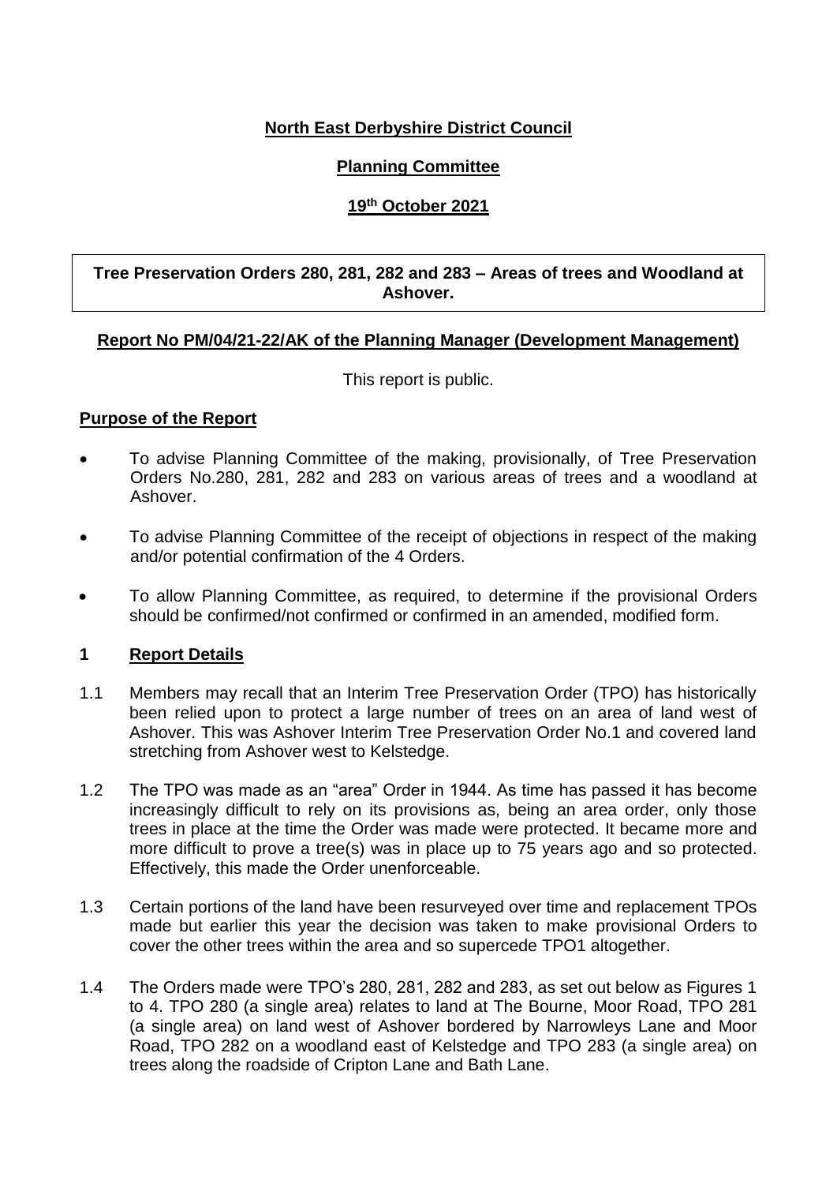**North East Derbyshire District Council**

**Planning Committee**

**19th October 2021**

**Tree Preservation Orders 280, 281, 282 and 283 – Areas of trees and Woodland at Ashover.**

**Report No PM/04/21-22/AK of the Planning Manager (Development Management)**

This report is public.

## Purpose of the Report

- To advise Planning Committee of the making, provisionally, of Tree Preservation Orders No.280, 281, 282 and 283 on various areas of trees and a woodland at Ashover.
- To advise Planning Committee of the receipt of objections in respect of the making and/or potential confirmation of the 4 Orders.
- To allow Planning Committee, as required, to determine if the provisional Orders should be confirmed/not confirmed or confirmed in an amended, modified form.

## 1 Report Details

1.1 Members may recall that an Interim Tree Preservation Order (TPO) has historically been relied upon to protect a large number of trees on an area of land west of Ashover. This was Ashover Interim Tree Preservation Order No.1 and covered land stretching from Ashover west to Kelstedge.

1.2 The TPO was made as an "area" Order in 1944. As time has passed it has become increasingly difficult to rely on its provisions as, being an area order, only those trees in place at the time the Order was made were protected. It became more and more difficult to prove a tree(s) was in place up to 75 years ago and so protected. Effectively, this made the Order unenforceable.

1.3 Certain portions of the land have been resurveyed over time and replacement TPOs made but earlier this year the decision was taken to make provisional Orders to cover the other trees within the area and so supercede TPO1 altogether.

1.4 The Orders made were TPO's 280, 281, 282 and 283, as set out below as Figures 1 to 4. TPO 280 (a single area) relates to land at The Bourne, Moor Road, TPO 281 (a single area) on land west of Ashover bordered by Narrowleys Lane and Moor Road, TPO 282 on a woodland east of Kelstedge and TPO 283 (a single area) on trees along the roadside of Cripton Lane and Bath Lane.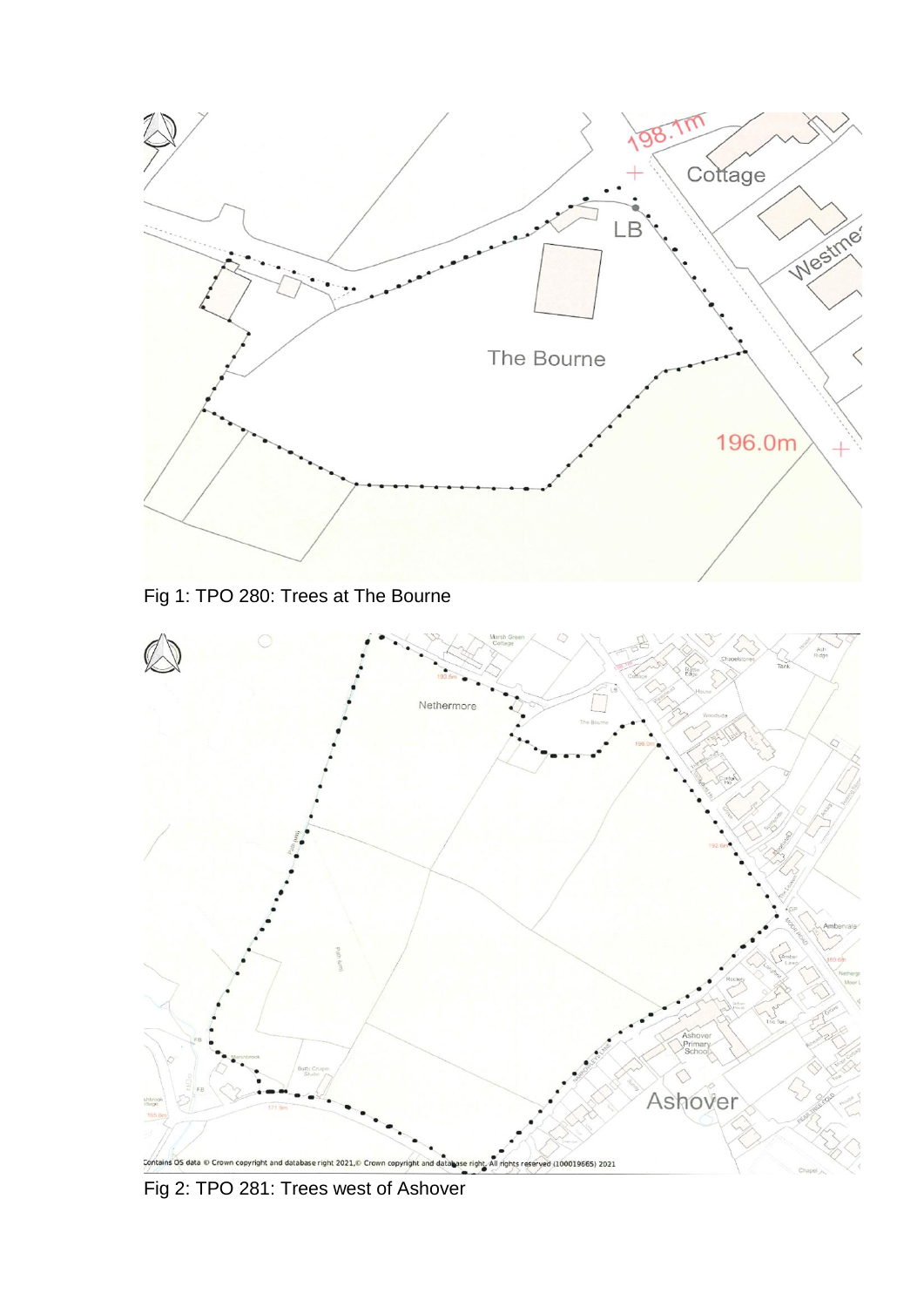Fig 1: TPO 280: Trees at The Bourne

Fig 2: TPO 281: Trees west of Ashover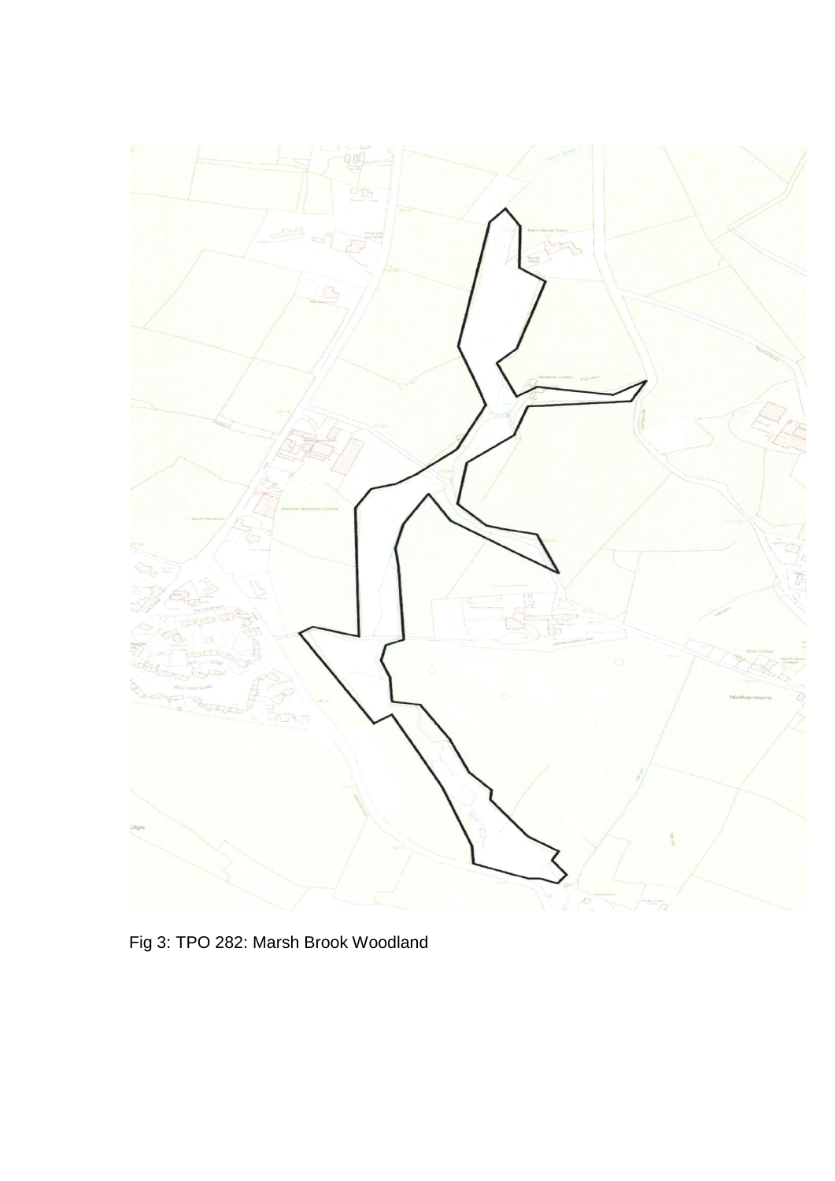Fig 3: TPO 282: Marsh Brook Woodland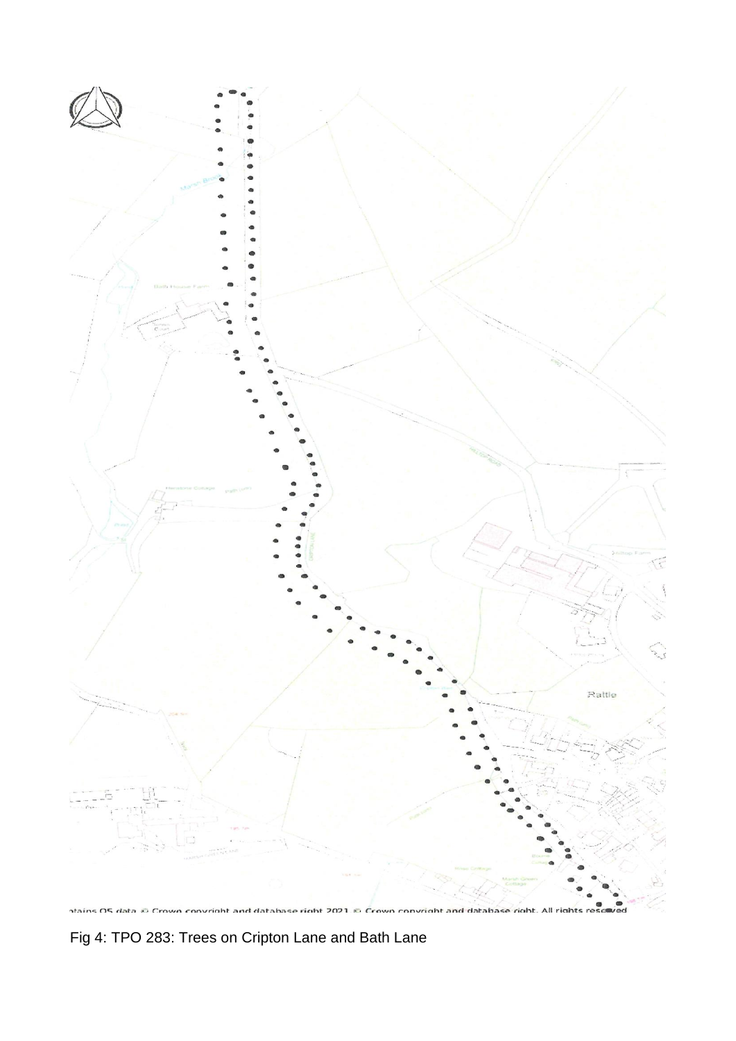ntains OS data © Crown copyright and database right 2021 © Crown copyright and database right. All rights reserved

Fig 4: TPO 283: Trees on Cripton Lane and Bath Lane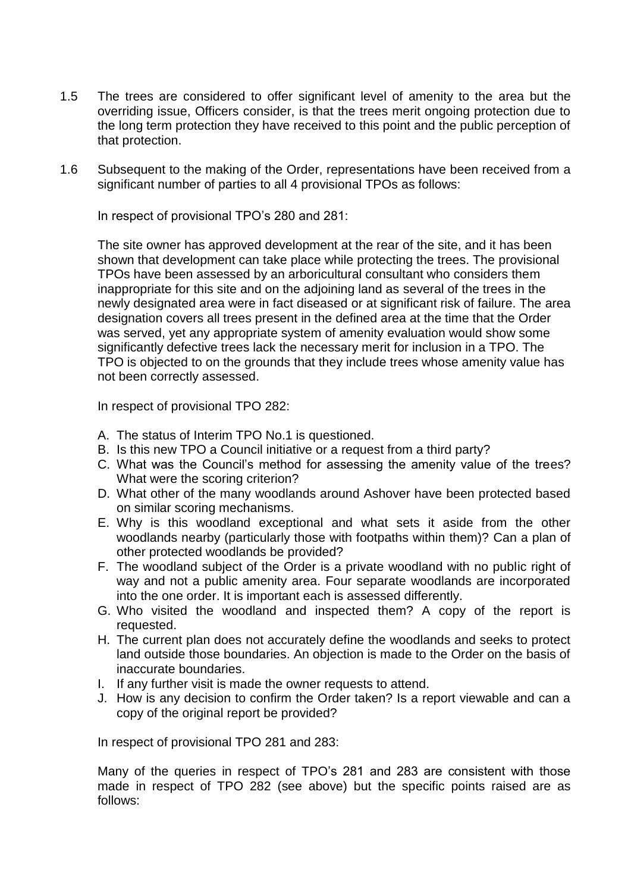1.5 The trees are considered to offer significant level of amenity to the area but the overriding issue, Officers consider, is that the trees merit ongoing protection due to the long term protection they have received to this point and the public perception of that protection.

1.6 Subsequent to the making of the Order, representations have been received from a significant number of parties to all 4 provisional TPOs as follows:

In respect of provisional TPO's 280 and 281:

The site owner has approved development at the rear of the site, and it has been shown that development can take place while protecting the trees. The provisional TPOs have been assessed by an arboricultural consultant who considers them inappropriate for this site and on the adjoining land as several of the trees in the newly designated area were in fact diseased or at significant risk of failure. The area designation covers all trees present in the defined area at the time that the Order was served, yet any appropriate system of amenity evaluation would show some significantly defective trees lack the necessary merit for inclusion in a TPO. The TPO is objected to on the grounds that they include trees whose amenity value has not been correctly assessed.

In respect of provisional TPO 282:

A. The status of Interim TPO No.1 is questioned.
B. Is this new TPO a Council initiative or a request from a third party?
C. What was the Council's method for assessing the amenity value of the trees? What were the scoring criterion?
D. What other of the many woodlands around Ashover have been protected based on similar scoring mechanisms.
E. Why is this woodland exceptional and what sets it aside from the other woodlands nearby (particularly those with footpaths within them)? Can a plan of other protected woodlands be provided?
F. The woodland subject of the Order is a private woodland with no public right of way and not a public amenity area. Four separate woodlands are incorporated into the one order. It is important each is assessed differently.
G. Who visited the woodland and inspected them? A copy of the report is requested.
H. The current plan does not accurately define the woodlands and seeks to protect land outside those boundaries. An objection is made to the Order on the basis of inaccurate boundaries.
I. If any further visit is made the owner requests to attend.
J. How is any decision to confirm the Order taken? Is a report viewable and can a copy of the original report be provided?

In respect of provisional TPO 281 and 283:

Many of the queries in respect of TPO's 281 and 283 are consistent with those made in respect of TPO 282 (see above) but the specific points raised are as follows: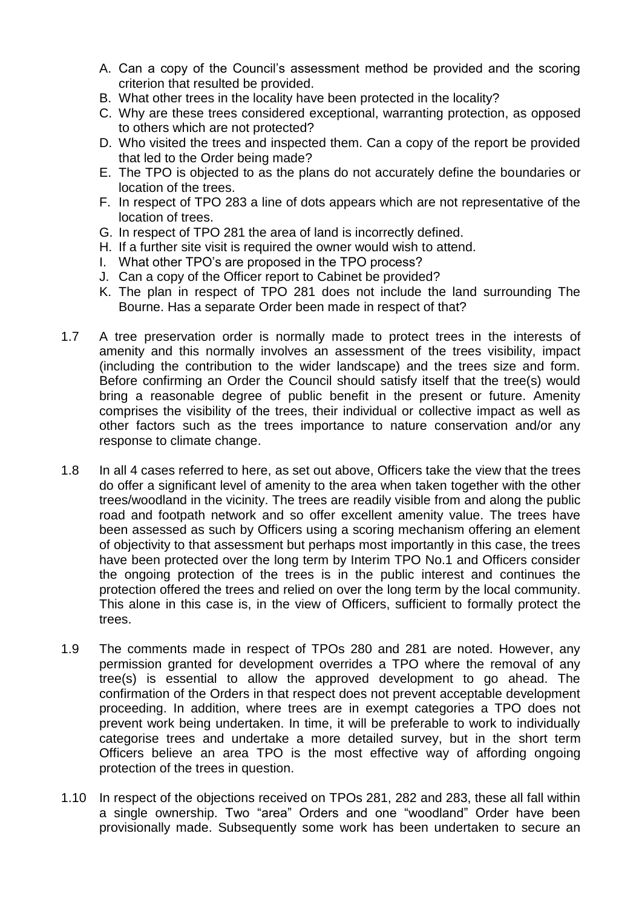A. Can a copy of the Council's assessment method be provided and the scoring criterion that resulted be provided.
B. What other trees in the locality have been protected in the locality?
C. Why are these trees considered exceptional, warranting protection, as opposed to others which are not protected?
D. Who visited the trees and inspected them. Can a copy of the report be provided that led to the Order being made?
E. The TPO is objected to as the plans do not accurately define the boundaries or location of the trees.
F. In respect of TPO 283 a line of dots appears which are not representative of the location of trees.
G. In respect of TPO 281 the area of land is incorrectly defined.
H. If a further site visit is required the owner would wish to attend.
I. What other TPO's are proposed in the TPO process?
J. Can a copy of the Officer report to Cabinet be provided?
K. The plan in respect of TPO 281 does not include the land surrounding The Bourne. Has a separate Order been made in respect of that?

1.7 A tree preservation order is normally made to protect trees in the interests of amenity and this normally involves an assessment of the trees visibility, impact (including the contribution to the wider landscape) and the trees size and form. Before confirming an Order the Council should satisfy itself that the tree(s) would bring a reasonable degree of public benefit in the present or future. Amenity comprises the visibility of the trees, their individual or collective impact as well as other factors such as the trees importance to nature conservation and/or any response to climate change.

1.8 In all 4 cases referred to here, as set out above, Officers take the view that the trees do offer a significant level of amenity to the area when taken together with the other trees/woodland in the vicinity. The trees are readily visible from and along the public road and footpath network and so offer excellent amenity value. The trees have been assessed as such by Officers using a scoring mechanism offering an element of objectivity to that assessment but perhaps most importantly in this case, the trees have been protected over the long term by Interim TPO No.1 and Officers consider the ongoing protection of the trees is in the public interest and continues the protection offered the trees and relied on over the long term by the local community. This alone in this case is, in the view of Officers, sufficient to formally protect the trees.

1.9 The comments made in respect of TPOs 280 and 281 are noted. However, any permission granted for development overrides a TPO where the removal of any tree(s) is essential to allow the approved development to go ahead. The confirmation of the Orders in that respect does not prevent acceptable development proceeding. In addition, where trees are in exempt categories a TPO does not prevent work being undertaken. In time, it will be preferable to work to individually categorise trees and undertake a more detailed survey, but in the short term Officers believe an area TPO is the most effective way of affording ongoing protection of the trees in question.

1.10 In respect of the objections received on TPOs 281, 282 and 283, these all fall within a single ownership. Two "area" Orders and one "woodland" Order have been provisionally made. Subsequently some work has been undertaken to secure an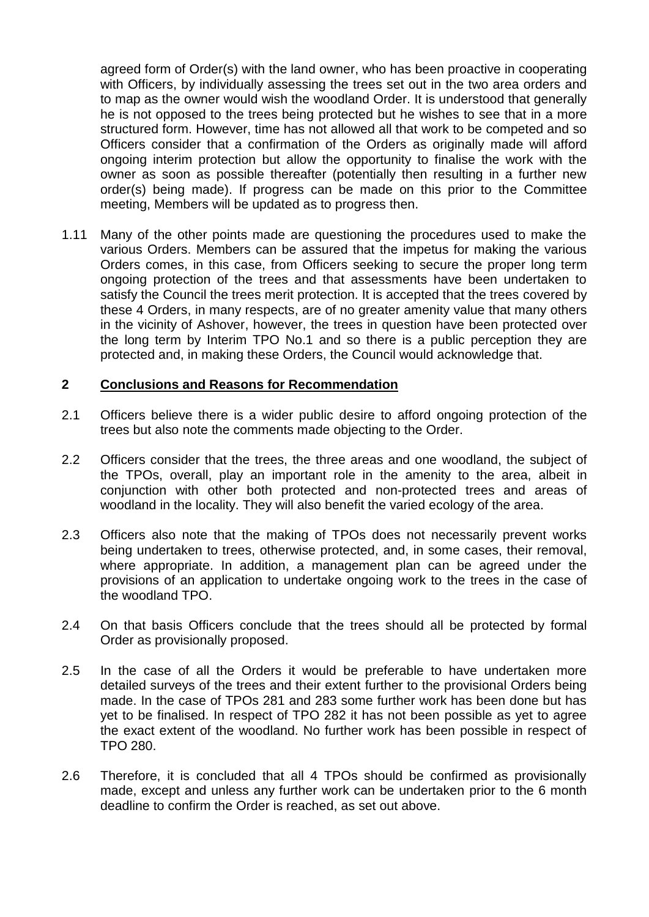agreed form of Order(s) with the land owner, who has been proactive in cooperating with Officers, by individually assessing the trees set out in the two area orders and to map as the owner would wish the woodland Order. It is understood that generally he is not opposed to the trees being protected but he wishes to see that in a more structured form. However, time has not allowed all that work to be competed and so Officers consider that a confirmation of the Orders as originally made will afford ongoing interim protection but allow the opportunity to finalise the work with the owner as soon as possible thereafter (potentially then resulting in a further new order(s) being made). If progress can be made on this prior to the Committee meeting, Members will be updated as to progress then.

1.11 Many of the other points made are questioning the procedures used to make the various Orders. Members can be assured that the impetus for making the various Orders comes, in this case, from Officers seeking to secure the proper long term ongoing protection of the trees and that assessments have been undertaken to satisfy the Council the trees merit protection. It is accepted that the trees covered by these 4 Orders, in many respects, are of no greater amenity value that many others in the vicinity of Ashover, however, the trees in question have been protected over the long term by Interim TPO No.1 and so there is a public perception they are protected and, in making these Orders, the Council would acknowledge that.

## 2 Conclusions and Reasons for Recommendation

2.1 Officers believe there is a wider public desire to afford ongoing protection of the trees but also note the comments made objecting to the Order.

2.2 Officers consider that the trees, the three areas and one woodland, the subject of the TPOs, overall, play an important role in the amenity to the area, albeit in conjunction with other both protected and non-protected trees and areas of woodland in the locality. They will also benefit the varied ecology of the area.

2.3 Officers also note that the making of TPOs does not necessarily prevent works being undertaken to trees, otherwise protected, and, in some cases, their removal, where appropriate. In addition, a management plan can be agreed under the provisions of an application to undertake ongoing work to the trees in the case of the woodland TPO.

2.4 On that basis Officers conclude that the trees should all be protected by formal Order as provisionally proposed.

2.5 In the case of all the Orders it would be preferable to have undertaken more detailed surveys of the trees and their extent further to the provisional Orders being made. In the case of TPOs 281 and 283 some further work has been done but has yet to be finalised. In respect of TPO 282 it has not been possible as yet to agree the exact extent of the woodland. No further work has been possible in respect of TPO 280.

2.6 Therefore, it is concluded that all 4 TPOs should be confirmed as provisionally made, except and unless any further work can be undertaken prior to the 6 month deadline to confirm the Order is reached, as set out above.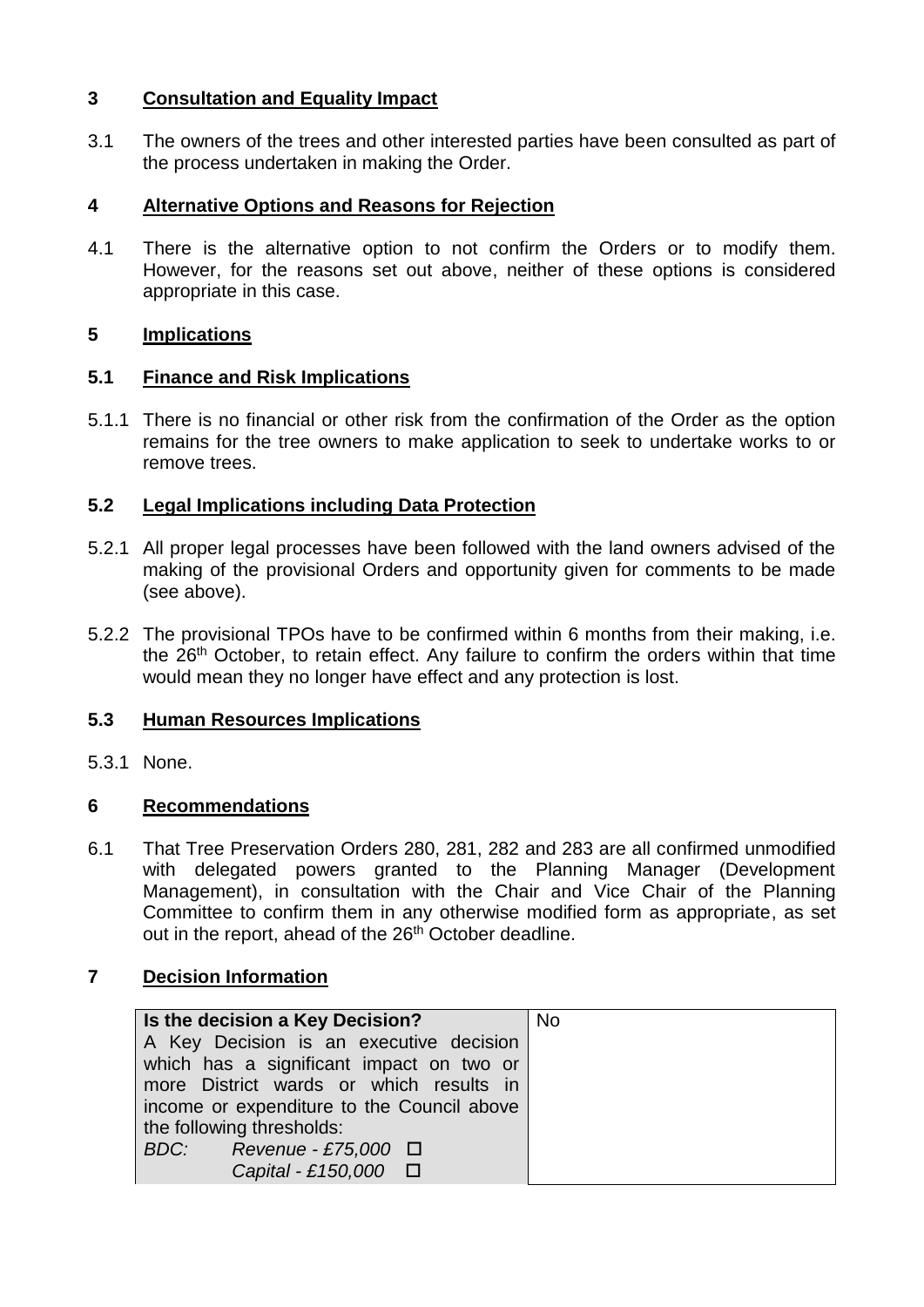## 3 Consultation and Equality Impact

3.1 The owners of the trees and other interested parties have been consulted as part of the process undertaken in making the Order.

## 4 Alternative Options and Reasons for Rejection

4.1 There is the alternative option to not confirm the Orders or to modify them. However, for the reasons set out above, neither of these options is considered appropriate in this case.

## 5 Implications

### 5.1 Finance and Risk Implications

5.1.1 There is no financial or other risk from the confirmation of the Order as the option remains for the tree owners to make application to seek to undertake works to or remove trees.

### 5.2 Legal Implications including Data Protection

5.2.1 All proper legal processes have been followed with the land owners advised of the making of the provisional Orders and opportunity given for comments to be made (see above).

5.2.2 The provisional TPOs have to be confirmed within 6 months from their making, i.e. the 26th October, to retain effect. Any failure to confirm the orders within that time would mean they no longer have effect and any protection is lost.

### 5.3 Human Resources Implications

5.3.1 None.

## 6 Recommendations

6.1 That Tree Preservation Orders 280, 281, 282 and 283 are all confirmed unmodified with delegated powers granted to the Planning Manager (Development Management), in consultation with the Chair and Vice Chair of the Planning Committee to confirm them in any otherwise modified form as appropriate, as set out in the report, ahead of the 26th October deadline.

## 7 Decision Information

| **Is the decision a Key Decision?** A Key Decision is an executive decision which has a significant impact on two or more District wards or which results in income or expenditure to the Council above the following thresholds: *BDC: Revenue - £75,000* ☐ *Capital - £150,000* ☐ | No |
|---|---|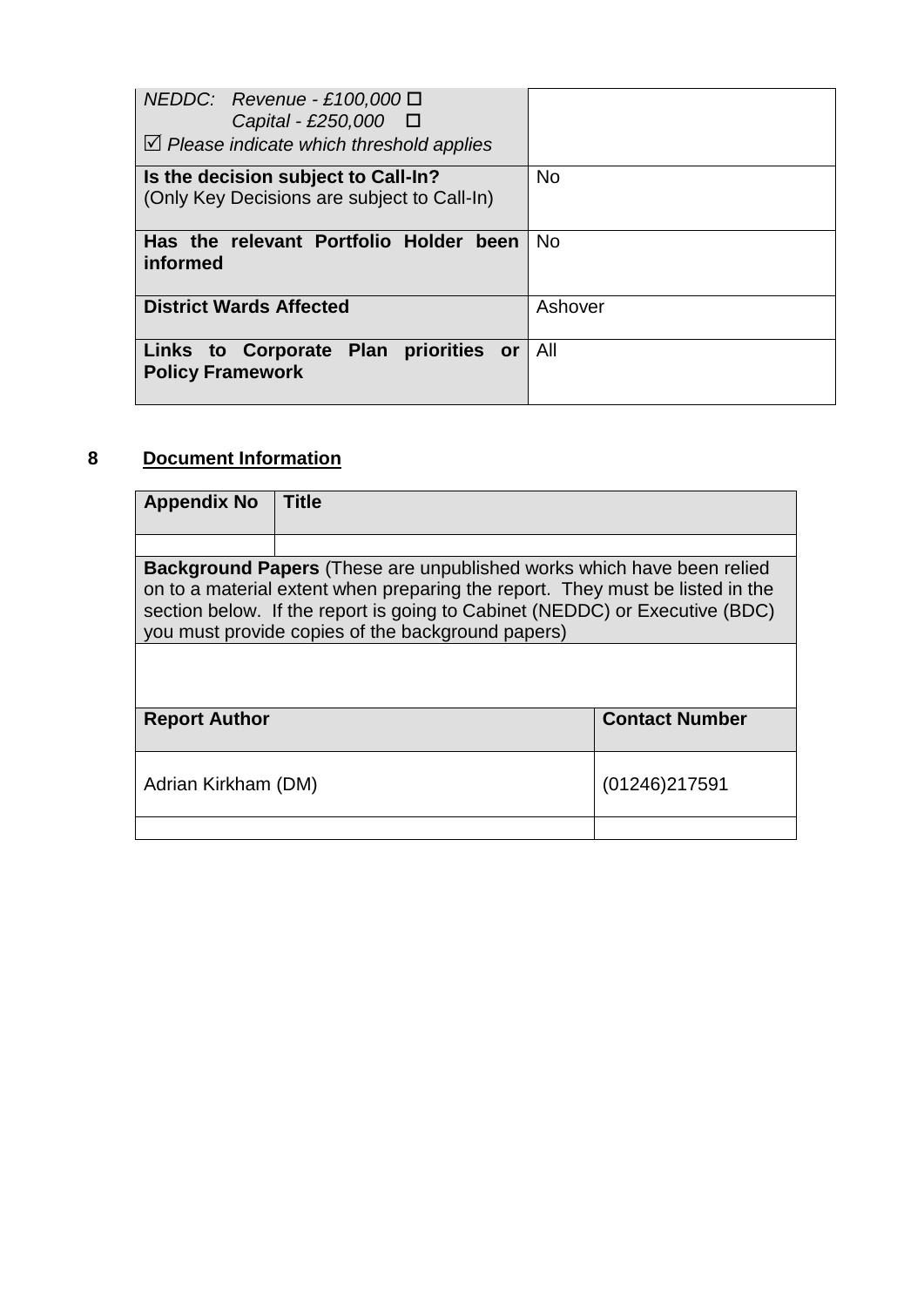| | |
|---|---|
| *NEDDC: Revenue - £100,000* ☐<br>*Capital - £250,000* ☐<br>☑ *Please indicate which threshold applies* | |
| **Is the decision subject to Call-In?**<br>(Only Key Decisions are subject to Call-In) | No |
| **Has the relevant Portfolio Holder been informed** | No |
| **District Wards Affected** | Ashover |
| **Links to Corporate Plan priorities or Policy Framework** | All |

## 8 Document Information

| **Appendix No** | **Title** |
|---|---|
| | |
| **Background Papers** (These are unpublished works which have been relied on to a material extent when preparing the report. They must be listed in the section below. If the report is going to Cabinet (NEDDC) or Executive (BDC) you must provide copies of the background papers) | |
| | |
| **Report Author** | **Contact Number** |
| Adrian Kirkham (DM) | (01246)217591 |
| | |